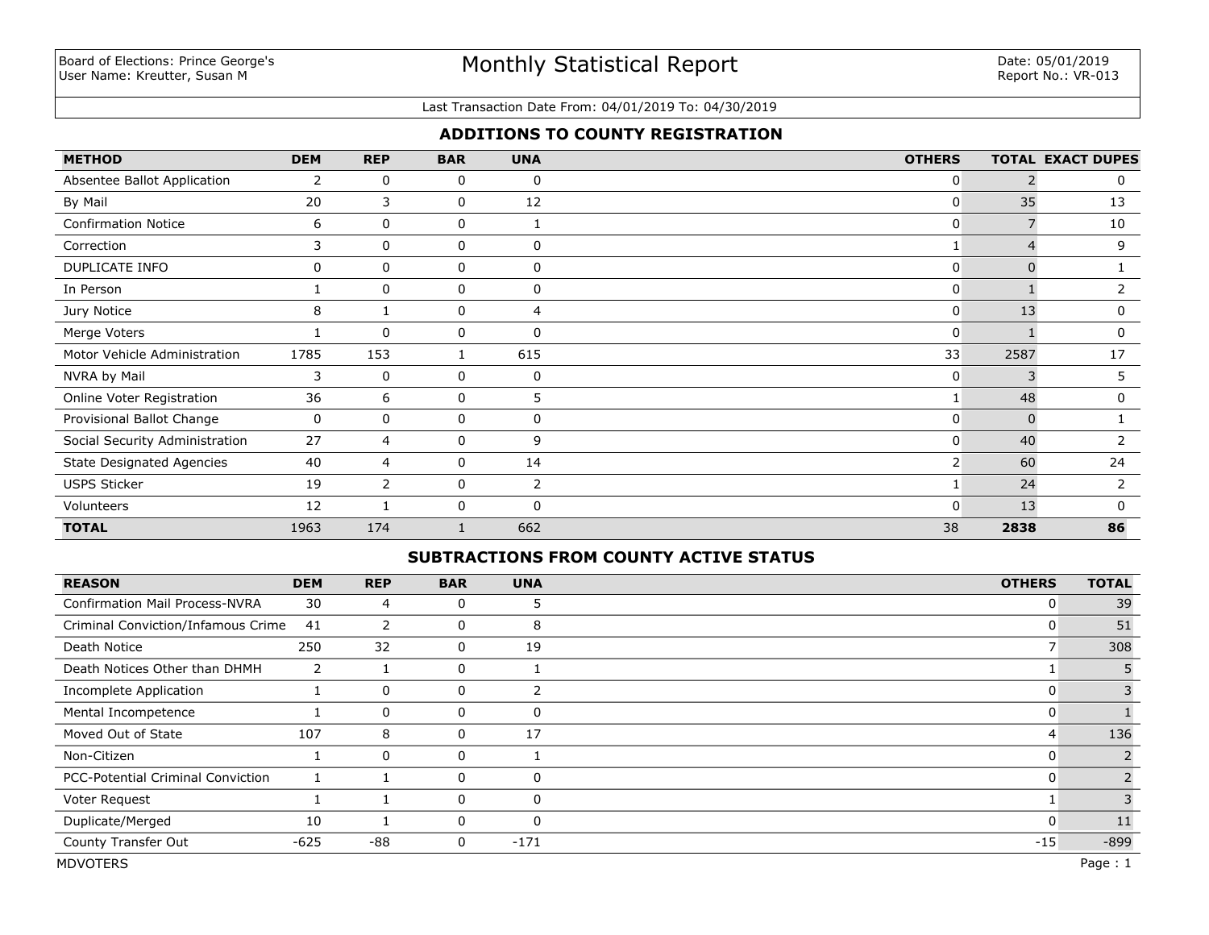Board of Elections: Prince George's
User Name: Kreutter, Susan M

# Monthly Statistical Report

Date: 05/01/2019
Report No.: VR-013

Last Transaction Date From: 04/01/2019 To: 04/30/2019

## ADDITIONS TO COUNTY REGISTRATION

| METHOD | DEM | REP | BAR | UNA | OTHERS | TOTAL | EXACT DUPES |
|---|---|---|---|---|---|---|---|
| Absentee Ballot Application | 2 | 0 | 0 | 0 | 0 | 2 | 0 |
| By Mail | 20 | 3 | 0 | 12 | 0 | 35 | 13 |
| Confirmation Notice | 6 | 0 | 0 | 1 | 0 | 7 | 10 |
| Correction | 3 | 0 | 0 | 0 | 1 | 4 | 9 |
| DUPLICATE INFO | 0 | 0 | 0 | 0 | 0 | 0 | 1 |
| In Person | 1 | 0 | 0 | 0 | 0 | 1 | 2 |
| Jury Notice | 8 | 1 | 0 | 4 | 0 | 13 | 0 |
| Merge Voters | 1 | 0 | 0 | 0 | 0 | 1 | 0 |
| Motor Vehicle Administration | 1785 | 153 | 1 | 615 | 33 | 2587 | 17 |
| NVRA by Mail | 3 | 0 | 0 | 0 | 0 | 3 | 5 |
| Online Voter Registration | 36 | 6 | 0 | 5 | 1 | 48 | 0 |
| Provisional Ballot Change | 0 | 0 | 0 | 0 | 0 | 0 | 1 |
| Social Security Administration | 27 | 4 | 0 | 9 | 0 | 40 | 2 |
| State Designated Agencies | 40 | 4 | 0 | 14 | 2 | 60 | 24 |
| USPS Sticker | 19 | 2 | 0 | 2 | 1 | 24 | 2 |
| Volunteers | 12 | 1 | 0 | 0 | 0 | 13 | 0 |
| **TOTAL** | 1963 | 174 | 1 | 662 | 38 | **2838** | **86** |

## SUBTRACTIONS FROM COUNTY ACTIVE STATUS

| REASON | DEM | REP | BAR | UNA | OTHERS | TOTAL |
|---|---|---|---|---|---|---|
| Confirmation Mail Process-NVRA | 30 | 4 | 0 | 5 | 0 | 39 |
| Criminal Conviction/Infamous Crime | 41 | 2 | 0 | 8 | 0 | 51 |
| Death Notice | 250 | 32 | 0 | 19 | 7 | 308 |
| Death Notices Other than DHMH | 2 | 1 | 0 | 1 | 1 | 5 |
| Incomplete Application | 1 | 0 | 0 | 2 | 0 | 3 |
| Mental Incompetence | 1 | 0 | 0 | 0 | 0 | 1 |
| Moved Out of State | 107 | 8 | 0 | 17 | 4 | 136 |
| Non-Citizen | 1 | 0 | 0 | 1 | 0 | 2 |
| PCC-Potential Criminal Conviction | 1 | 1 | 0 | 0 | 0 | 2 |
| Voter Request | 1 | 1 | 0 | 0 | 1 | 3 |
| Duplicate/Merged | 10 | 1 | 0 | 0 | 0 | 11 |
| County Transfer Out | -625 | -88 | 0 | -171 | -15 | -899 |

MDVOTERS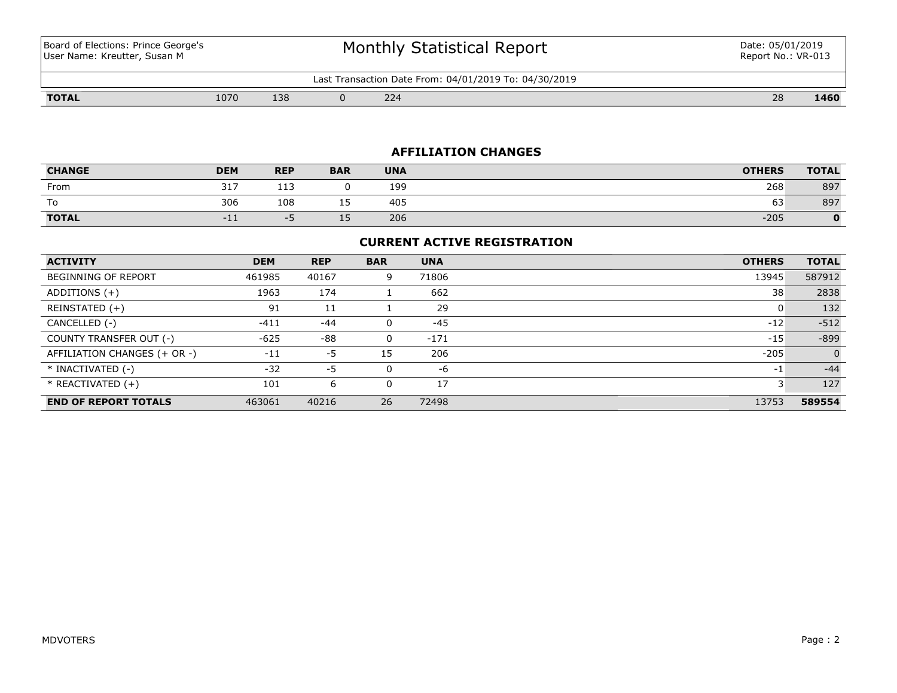| Last Transaction Date From: 04/01/2019 To: 04/30/2019 | | | | | | |
|---|---|---|---|---|---|---|
| **TOTAL** | 1070 | 138 | 0 | 224 | 28 | **1460** |

## AFFILIATION CHANGES

| CHANGE | DEM | REP | BAR | UNA | OTHERS | TOTAL |
|---|---|---|---|---|---|---|
| From | 317 | 113 | 0 | 199 | 268 | 897 |
| To | 306 | 108 | 15 | 405 | 63 | 897 |
| **TOTAL** | -11 | -5 | 15 | 206 | -205 | **0** |

## CURRENT ACTIVE REGISTRATION

| ACTIVITY | DEM | REP | BAR | UNA | OTHERS | TOTAL |
|---|---|---|---|---|---|---|
| BEGINNING OF REPORT | 461985 | 40167 | 9 | 71806 | 13945 | 587912 |
| ADDITIONS (+) | 1963 | 174 | 1 | 662 | 38 | 2838 |
| REINSTATED (+) | 91 | 11 | 1 | 29 | 0 | 132 |
| CANCELLED (-) | -411 | -44 | 0 | -45 | -12 | -512 |
| COUNTY TRANSFER OUT (-) | -625 | -88 | 0 | -171 | -15 | -899 |
| AFFILIATION CHANGES (+ OR -) | -11 | -5 | 15 | 206 | -205 | 0 |
| * INACTIVATED (-) | -32 | -5 | 0 | -6 | -1 | -44 |
| * REACTIVATED (+) | 101 | 6 | 0 | 17 | 3 | 127 |
| **END OF REPORT TOTALS** | 463061 | 40216 | 26 | 72498 | 13753 | **589554** |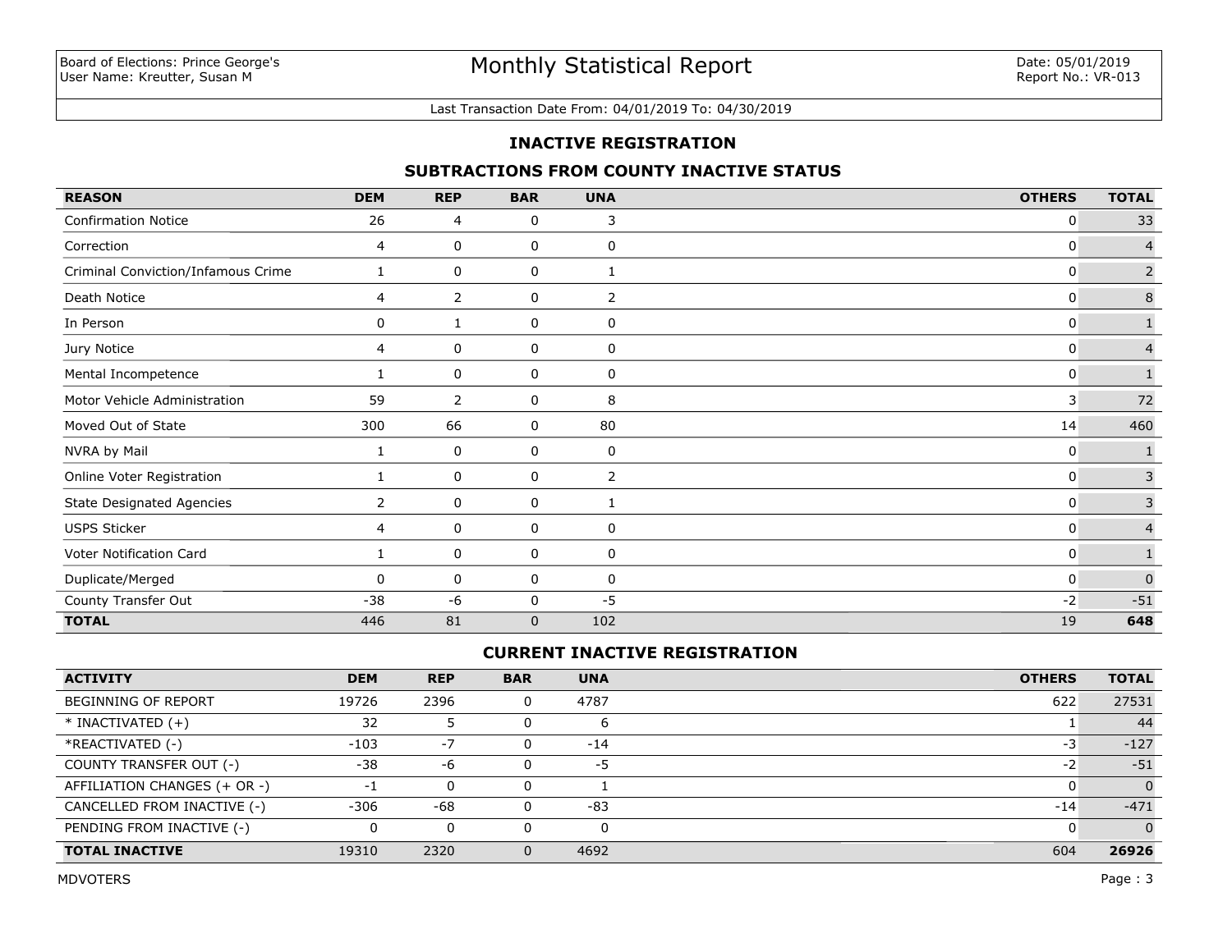Board of Elections: Prince George's
User Name: Kreutter, Susan M

# Monthly Statistical Report

Date: 05/01/2019
Report No.: VR-013

Last Transaction Date From: 04/01/2019 To: 04/30/2019

## INACTIVE REGISTRATION

### SUBTRACTIONS FROM COUNTY INACTIVE STATUS

| REASON | DEM | REP | BAR | UNA | OTHERS | TOTAL |
|---|---|---|---|---|---|---|
| Confirmation Notice | 26 | 4 | 0 | 3 | 0 | 33 |
| Correction | 4 | 0 | 0 | 0 | 0 | 4 |
| Criminal Conviction/Infamous Crime | 1 | 0 | 0 | 1 | 0 | 2 |
| Death Notice | 4 | 2 | 0 | 2 | 0 | 8 |
| In Person | 0 | 1 | 0 | 0 | 0 | 1 |
| Jury Notice | 4 | 0 | 0 | 0 | 0 | 4 |
| Mental Incompetence | 1 | 0 | 0 | 0 | 0 | 1 |
| Motor Vehicle Administration | 59 | 2 | 0 | 8 | 3 | 72 |
| Moved Out of State | 300 | 66 | 0 | 80 | 14 | 460 |
| NVRA by Mail | 1 | 0 | 0 | 0 | 0 | 1 |
| Online Voter Registration | 1 | 0 | 0 | 2 | 0 | 3 |
| State Designated Agencies | 2 | 0 | 0 | 1 | 0 | 3 |
| USPS Sticker | 4 | 0 | 0 | 0 | 0 | 4 |
| Voter Notification Card | 1 | 0 | 0 | 0 | 0 | 1 |
| Duplicate/Merged | 0 | 0 | 0 | 0 | 0 | 0 |
| County Transfer Out | -38 | -6 | 0 | -5 | -2 | -51 |
| **TOTAL** | 446 | 81 | 0 | 102 | 19 | **648** |

### CURRENT INACTIVE REGISTRATION

| ACTIVITY | DEM | REP | BAR | UNA | OTHERS | TOTAL |
|---|---|---|---|---|---|---|
| BEGINNING OF REPORT | 19726 | 2396 | 0 | 4787 | 622 | 27531 |
| * INACTIVATED (+) | 32 | 5 | 0 | 6 | 1 | 44 |
| *REACTIVATED (-) | -103 | -7 | 0 | -14 | -3 | -127 |
| COUNTY TRANSFER OUT (-) | -38 | -6 | 0 | -5 | -2 | -51 |
| AFFILIATION CHANGES (+ OR -) | -1 | 0 | 0 | 1 | 0 | 0 |
| CANCELLED FROM INACTIVE (-) | -306 | -68 | 0 | -83 | -14 | -471 |
| PENDING FROM INACTIVE (-) | 0 | 0 | 0 | 0 | 0 | 0 |
| **TOTAL INACTIVE** | 19310 | 2320 | 0 | 4692 | 604 | **26926** |

MDVOTERS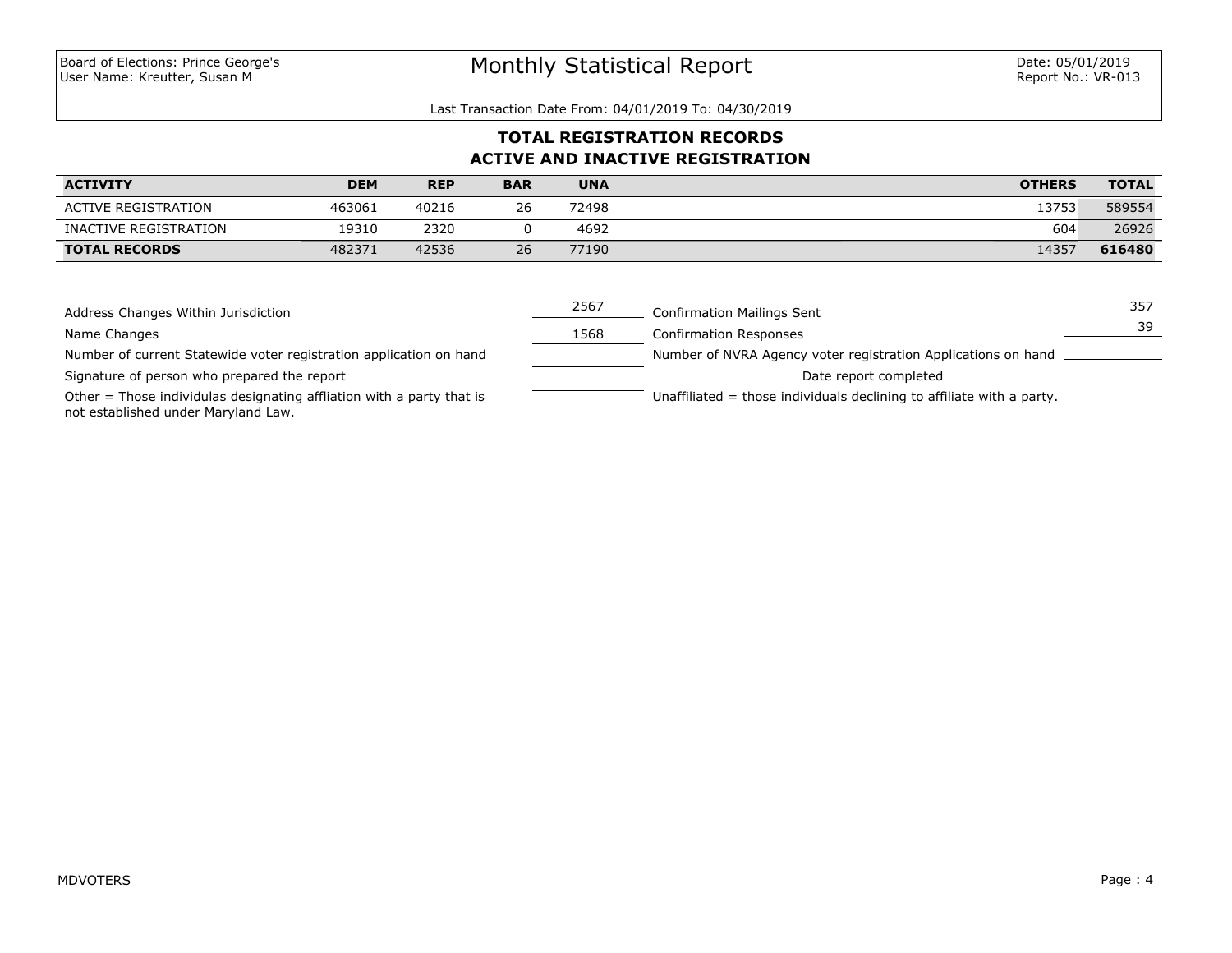Board of Elections: Prince George's
User Name: Kreutter, Susan M

# Monthly Statistical Report

Date: 05/01/2019
Report No.: VR-013

Last Transaction Date From: 04/01/2019 To: 04/30/2019

## TOTAL REGISTRATION RECORDS
## ACTIVE AND INACTIVE REGISTRATION

| ACTIVITY | DEM | REP | BAR | UNA | OTHERS | TOTAL |
|---|---|---|---|---|---|---|
| ACTIVE REGISTRATION | 463061 | 40216 | 26 | 72498 | 13753 | 589554 |
| INACTIVE REGISTRATION | 19310 | 2320 | 0 | 4692 | 604 | 26926 |
| **TOTAL RECORDS** | 482371 | 42536 | 26 | 77190 | 14357 | **616480** |

| | | | |
|---|---|---|---|
| Address Changes Within Jurisdiction | 2567 | Confirmation Mailings Sent | 357 |
| Name Changes | 1568 | Confirmation Responses | 39 |
| Number of current Statewide voter registration application on hand | | Number of NVRA Agency voter registration Applications on hand | |
| Signature of person who prepared the report | | Date report completed | |

Other = Those individulas designating affliation with a party that is not established under Maryland Law.

Unaffiliated = those individuals declining to affiliate with a party.

MDVOTERS